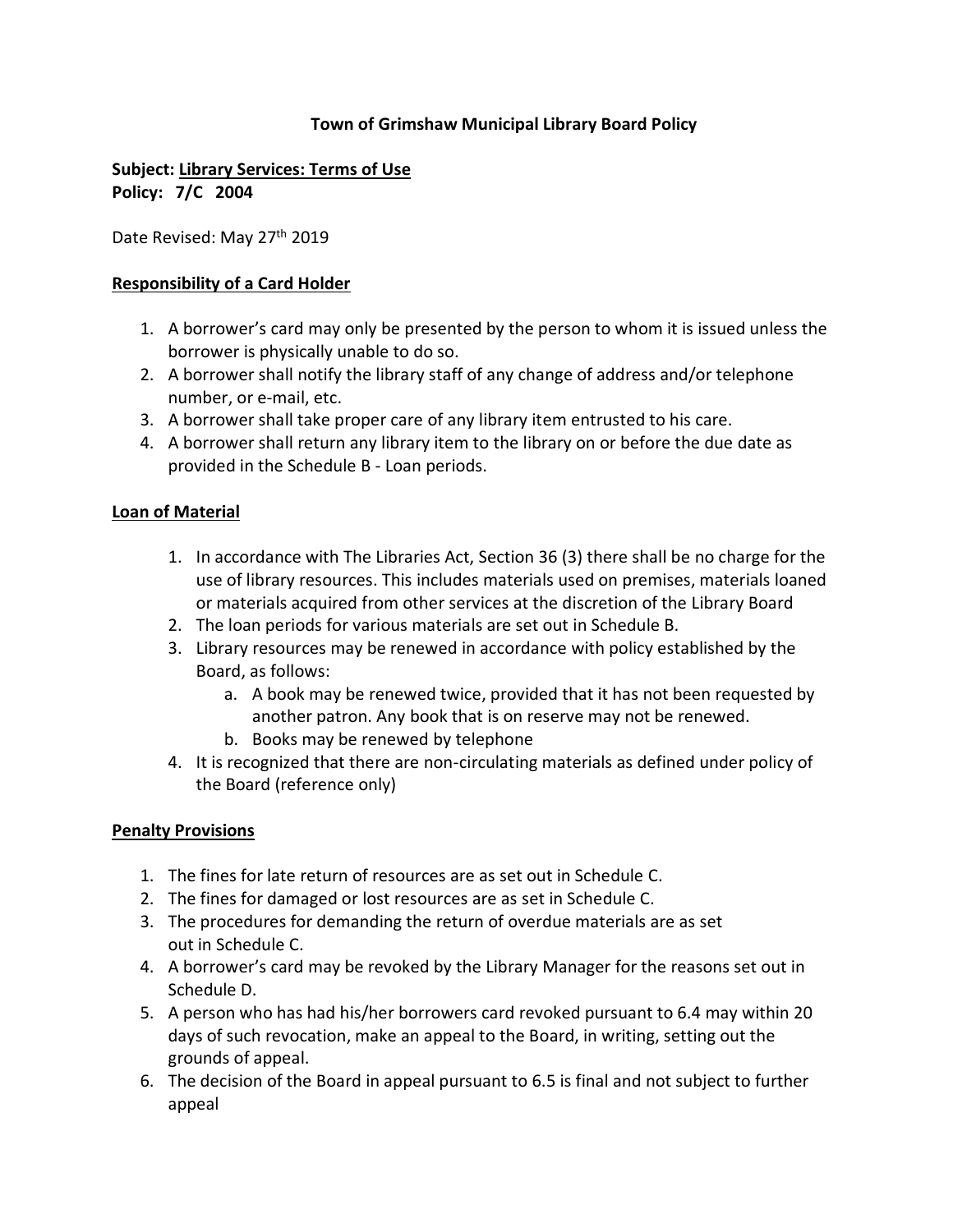**Town of Grimshaw Municipal Library Board Policy**

**Subject: Library Services: Terms of Use**
**Policy: 7/C 2004**

Date Revised: May 27th 2019

## Responsibility of a Card Holder

1. A borrower's card may only be presented by the person to whom it is issued unless the borrower is physically unable to do so.
2. A borrower shall notify the library staff of any change of address and/or telephone number, or e-mail, etc.
3. A borrower shall take proper care of any library item entrusted to his care.
4. A borrower shall return any library item to the library on or before the due date as provided in the Schedule B - Loan periods.

## Loan of Material

1. In accordance with The Libraries Act, Section 36 (3) there shall be no charge for the use of library resources. This includes materials used on premises, materials loaned or materials acquired from other services at the discretion of the Library Board
2. The loan periods for various materials are set out in Schedule B.
3. Library resources may be renewed in accordance with policy established by the Board, as follows:
   a. A book may be renewed twice, provided that it has not been requested by another patron. Any book that is on reserve may not be renewed.
   b. Books may be renewed by telephone
4. It is recognized that there are non-circulating materials as defined under policy of the Board (reference only)

## Penalty Provisions

1. The fines for late return of resources are as set out in Schedule C.
2. The fines for damaged or lost resources are as set in Schedule C.
3. The procedures for demanding the return of overdue materials are as set out in Schedule C.
4. A borrower's card may be revoked by the Library Manager for the reasons set out in Schedule D.
5. A person who has had his/her borrowers card revoked pursuant to 6.4 may within 20 days of such revocation, make an appeal to the Board, in writing, setting out the grounds of appeal.
6. The decision of the Board in appeal pursuant to 6.5 is final and not subject to further appeal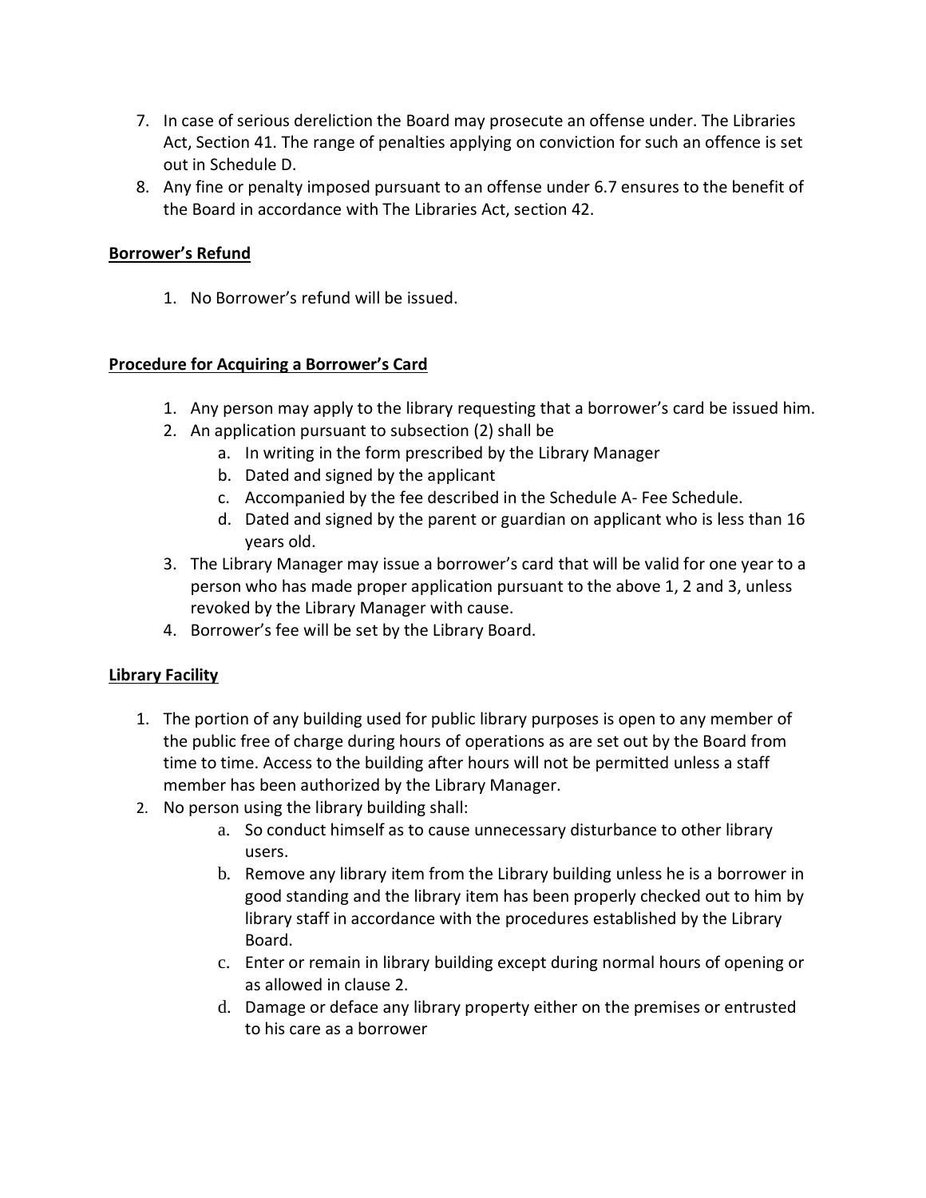7. In case of serious dereliction the Board may prosecute an offense under. The Libraries Act, Section 41. The range of penalties applying on conviction for such an offence is set out in Schedule D.
8. Any fine or penalty imposed pursuant to an offense under 6.7 ensures to the benefit of the Board in accordance with The Libraries Act, section 42.

**Borrower's Refund**

1. No Borrower's refund will be issued.

**Procedure for Acquiring a Borrower's Card**

1. Any person may apply to the library requesting that a borrower's card be issued him.
2. An application pursuant to subsection (2) shall be
   a. In writing in the form prescribed by the Library Manager
   b. Dated and signed by the applicant
   c. Accompanied by the fee described in the Schedule A- Fee Schedule.
   d. Dated and signed by the parent or guardian on applicant who is less than 16 years old.
3. The Library Manager may issue a borrower's card that will be valid for one year to a person who has made proper application pursuant to the above 1, 2 and 3, unless revoked by the Library Manager with cause.
4. Borrower's fee will be set by the Library Board.

**Library Facility**

1. The portion of any building used for public library purposes is open to any member of the public free of charge during hours of operations as are set out by the Board from time to time. Access to the building after hours will not be permitted unless a staff member has been authorized by the Library Manager.
2. No person using the library building shall:
   a. So conduct himself as to cause unnecessary disturbance to other library users.
   b. Remove any library item from the Library building unless he is a borrower in good standing and the library item has been properly checked out to him by library staff in accordance with the procedures established by the Library Board.
   c. Enter or remain in library building except during normal hours of opening or as allowed in clause 2.
   d. Damage or deface any library property either on the premises or entrusted to his care as a borrower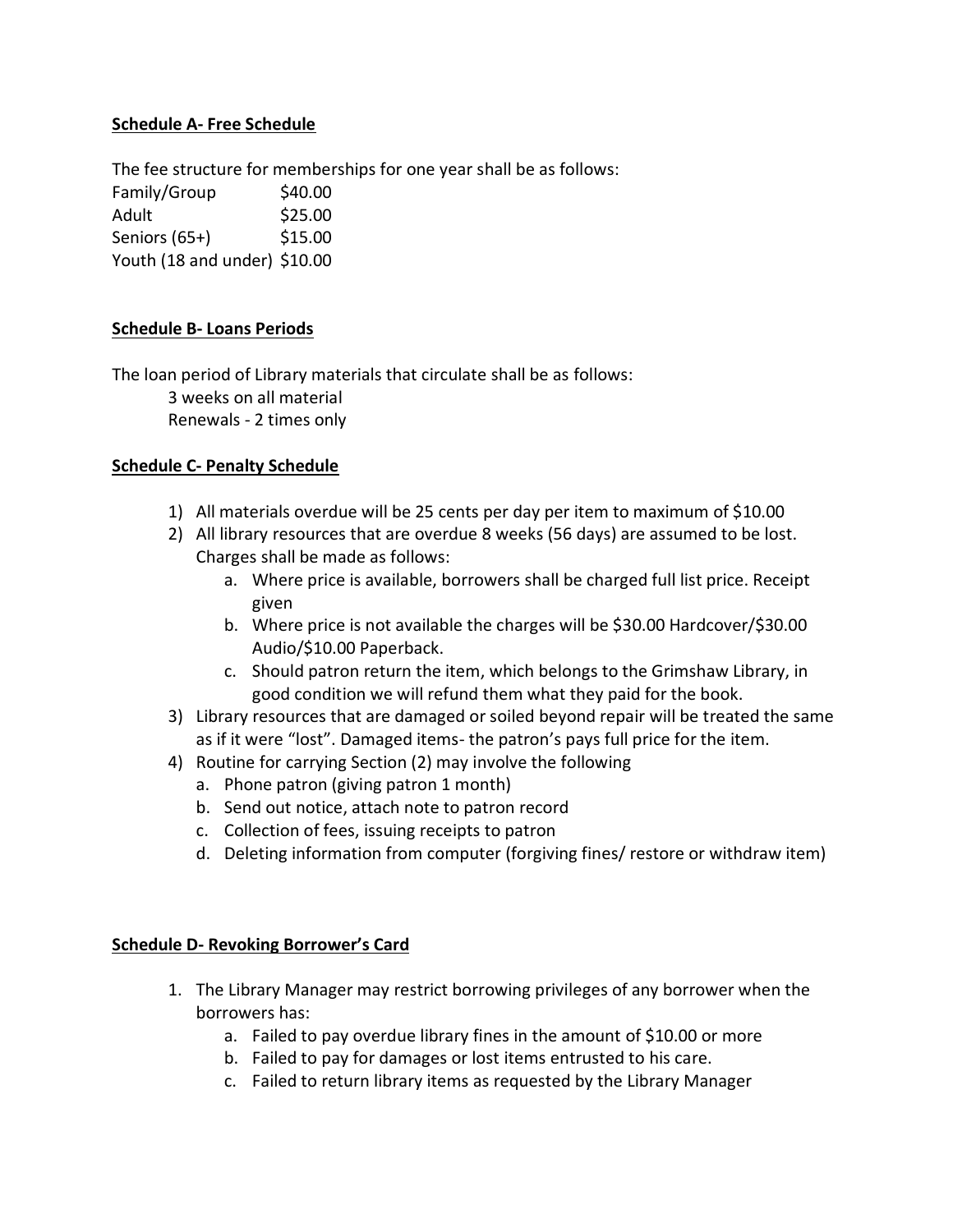**Schedule A- Free Schedule**

The fee structure for memberships for one year shall be as follows:

| | |
|---|---|
| Family/Group | $40.00 |
| Adult | $25.00 |
| Seniors (65+) | $15.00 |
| Youth (18 and under) | $10.00 |

**Schedule B- Loans Periods**

The loan period of Library materials that circulate shall be as follows:

3 weeks on all material
Renewals - 2 times only

**Schedule C- Penalty Schedule**

1) All materials overdue will be 25 cents per day per item to maximum of $10.00
2) All library resources that are overdue 8 weeks (56 days) are assumed to be lost. Charges shall be made as follows:
    a. Where price is available, borrowers shall be charged full list price. Receipt given
    b. Where price is not available the charges will be $30.00 Hardcover/$30.00 Audio/$10.00 Paperback.
    c. Should patron return the item, which belongs to the Grimshaw Library, in good condition we will refund them what they paid for the book.
3) Library resources that are damaged or soiled beyond repair will be treated the same as if it were "lost". Damaged items- the patron's pays full price for the item.
4) Routine for carrying Section (2) may involve the following
    a. Phone patron (giving patron 1 month)
    b. Send out notice, attach note to patron record
    c. Collection of fees, issuing receipts to patron
    d. Deleting information from computer (forgiving fines/ restore or withdraw item)

**Schedule D- Revoking Borrower's Card**

1. The Library Manager may restrict borrowing privileges of any borrower when the borrowers has:
    a. Failed to pay overdue library fines in the amount of $10.00 or more
    b. Failed to pay for damages or lost items entrusted to his care.
    c. Failed to return library items as requested by the Library Manager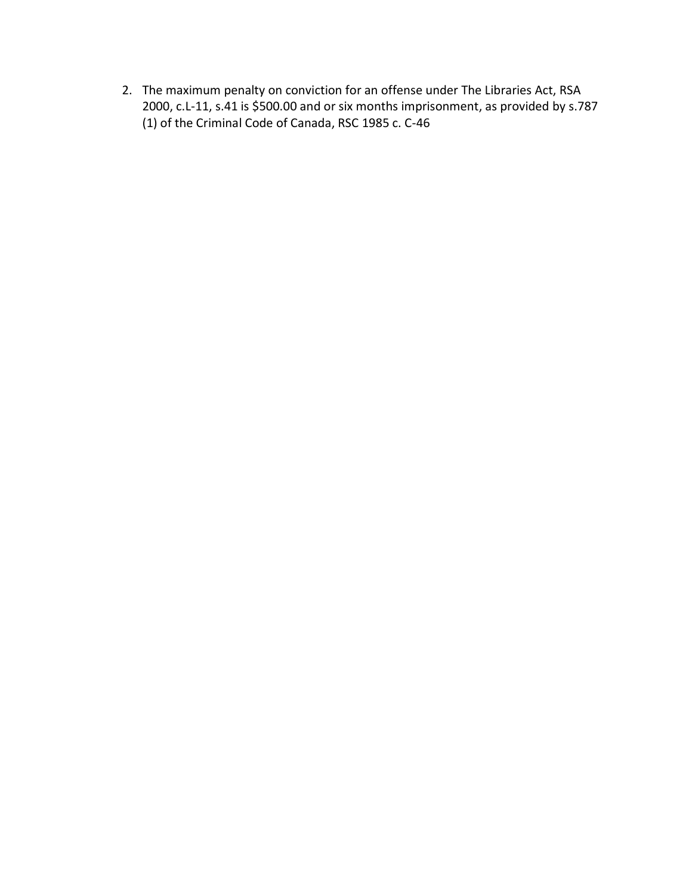2. The maximum penalty on conviction for an offense under The Libraries Act, RSA 2000, c.L-11, s.41 is $500.00 and or six months imprisonment, as provided by s.787 (1) of the Criminal Code of Canada, RSC 1985 c. C-46